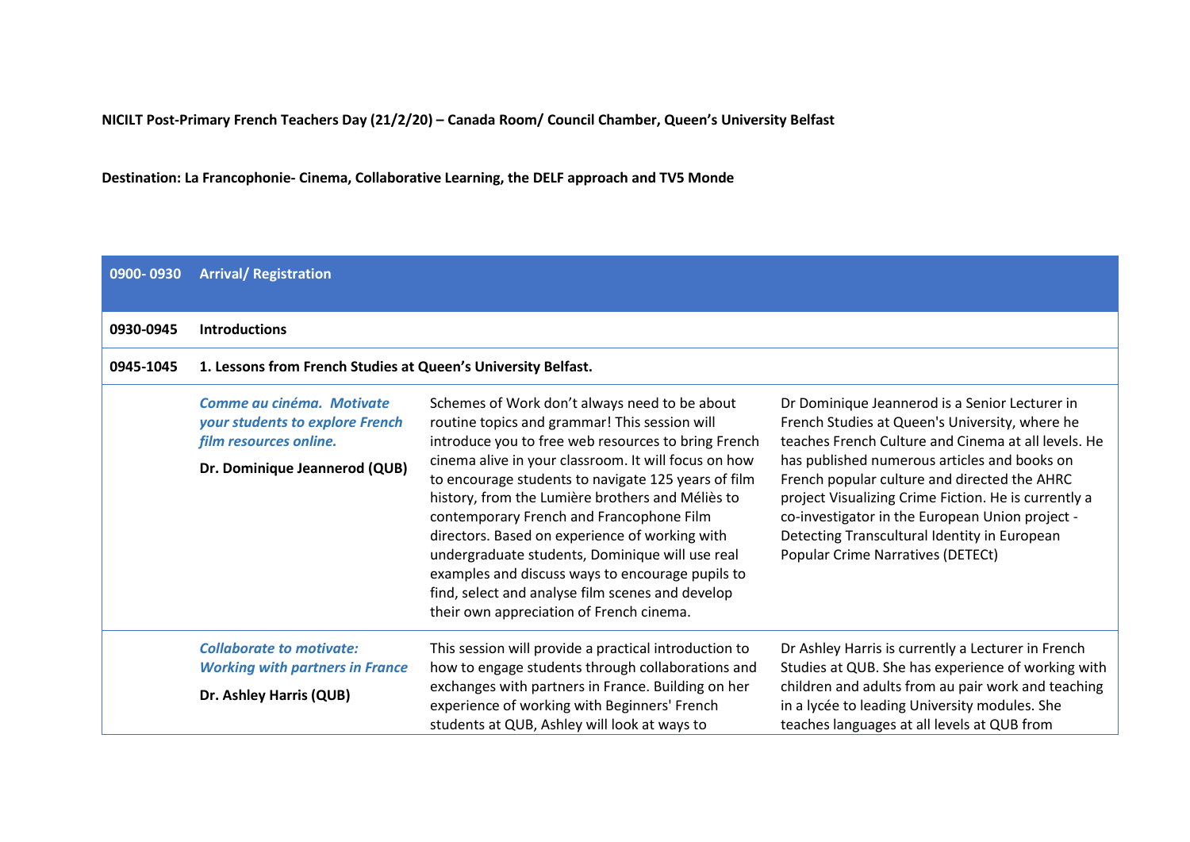**NICILT Post-Primary French Teachers Day (21/2/20) – Canada Room/ Council Chamber, Queen's University Belfast**

**Destination: La Francophonie- Cinema, Collaborative Learning, the DELF approach and TV5 Monde**

| | | | |
|---|---|---|---|
| **0900- 0930** | **Arrival/ Registration** | | |
| **0930-0945** | **Introductions** | | |
| **0945-1045** | **1. Lessons from French Studies at Queen's University Belfast.** | | |
| | ***Comme au cinéma. Motivate your students to explore French film resources online.*** **Dr. Dominique Jeannerod (QUB)** | Schemes of Work don't always need to be about routine topics and grammar! This session will introduce you to free web resources to bring French cinema alive in your classroom. It will focus on how to encourage students to navigate 125 years of film history, from the Lumière brothers and Méliès to contemporary French and Francophone Film directors. Based on experience of working with undergraduate students, Dominique will use real examples and discuss ways to encourage pupils to find, select and analyse film scenes and develop their own appreciation of French cinema. | Dr Dominique Jeannerod is a Senior Lecturer in French Studies at Queen's University, where he teaches French Culture and Cinema at all levels. He has published numerous articles and books on French popular culture and directed the AHRC project Visualizing Crime Fiction. He is currently a co-investigator in the European Union project - Detecting Transcultural Identity in European Popular Crime Narratives (DETECt) |
| | ***Collaborate to motivate: Working with partners in France*** **Dr. Ashley Harris (QUB)** | This session will provide a practical introduction to how to engage students through collaborations and exchanges with partners in France. Building on her experience of working with Beginners' French students at QUB, Ashley will look at ways to | Dr Ashley Harris is currently a Lecturer in French Studies at QUB. She has experience of working with children and adults from au pair work and teaching in a lycée to leading University modules. She teaches languages at all levels at QUB from |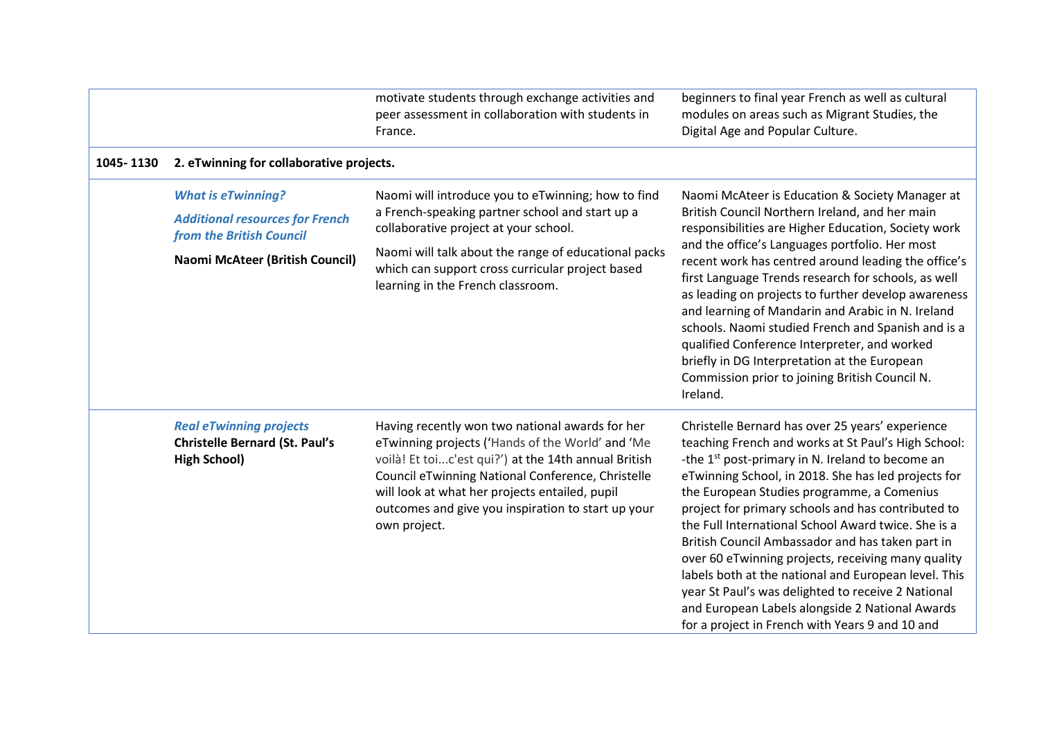| | | | |
|---|---|---|---|
| | | motivate students through exchange activities and peer assessment in collaboration with students in France. | beginners to final year French as well as cultural modules on areas such as Migrant Studies, the Digital Age and Popular Culture. |
| **1045- 1130** | **2. eTwinning for collaborative projects.** | | |
| | ***What is eTwinning?*** <br> ***Additional resources for French from the British Council*** <br> **Naomi McAteer (British Council)** | Naomi will introduce you to eTwinning; how to find a French-speaking partner school and start up a collaborative project at your school. <br> Naomi will talk about the range of educational packs which can support cross curricular project based learning in the French classroom. | Naomi McAteer is Education & Society Manager at British Council Northern Ireland, and her main responsibilities are Higher Education, Society work and the office's Languages portfolio. Her most recent work has centred around leading the office's first Language Trends research for schools, as well as leading on projects to further develop awareness and learning of Mandarin and Arabic in N. Ireland schools. Naomi studied French and Spanish and is a qualified Conference Interpreter, and worked briefly in DG Interpretation at the European Commission prior to joining British Council N. Ireland. |
| | ***Real eTwinning projects*** <br> **Christelle Bernard (St. Paul's High School)** | Having recently won two national awards for her eTwinning projects ('Hands of the World' and 'Me voilà! Et toi...c'est qui?') at the 14th annual British Council eTwinning National Conference, Christelle will look at what her projects entailed, pupil outcomes and give you inspiration to start up your own project. | Christelle Bernard has over 25 years' experience teaching French and works at St Paul's High School: -the 1st post-primary in N. Ireland to become an eTwinning School, in 2018. She has led projects for the European Studies programme, a Comenius project for primary schools and has contributed to the Full International School Award twice. She is a British Council Ambassador and has taken part in over 60 eTwinning projects, receiving many quality labels both at the national and European level. This year St Paul's was delighted to receive 2 National and European Labels alongside 2 National Awards for a project in French with Years 9 and 10 and |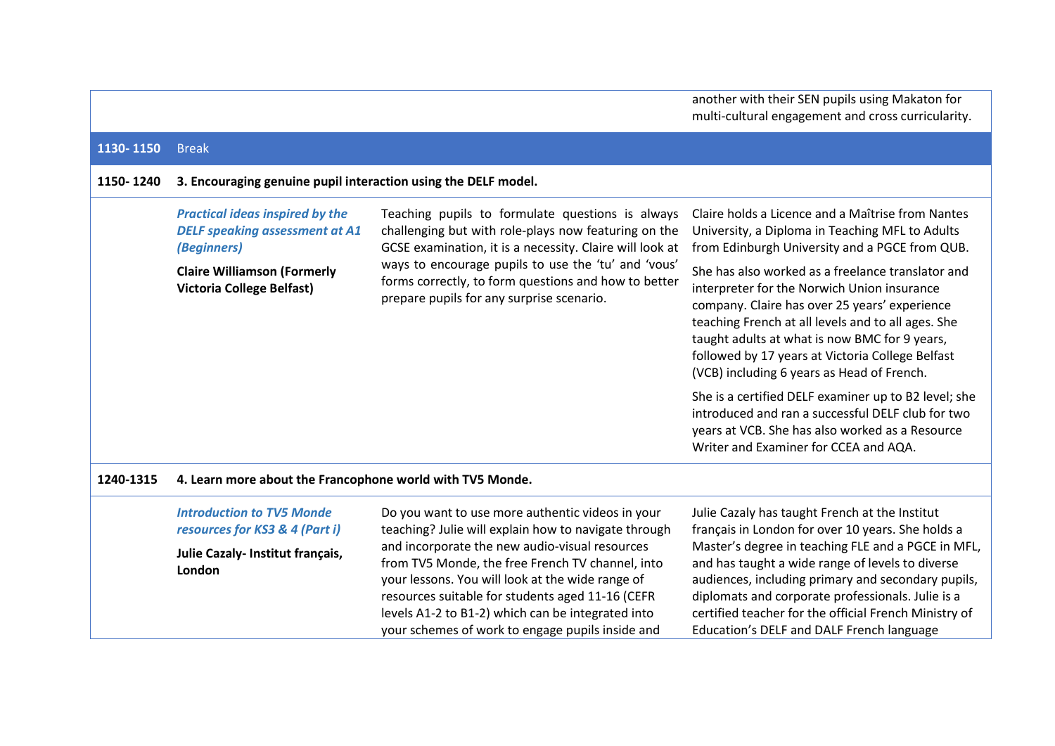| | | | |
|---|---|---|---|
| | | | another with their SEN pupils using Makaton for multi-cultural engagement and cross curricularity. |
| **1130- 1150** | Break | | |
| **1150- 1240** | **3. Encouraging genuine pupil interaction using the DELF model.** | | |
| | ***Practical ideas inspired by the DELF speaking assessment at A1 (Beginners)***<br><br>**Claire Williamson (Formerly Victoria College Belfast)** | Teaching pupils to formulate questions is always challenging but with role-plays now featuring on the GCSE examination, it is a necessity. Claire will look at ways to encourage pupils to use the 'tu' and 'vous' forms correctly, to form questions and how to better prepare pupils for any surprise scenario. | Claire holds a Licence and a Maîtrise from Nantes University, a Diploma in Teaching MFL to Adults from Edinburgh University and a PGCE from QUB.<br><br>She has also worked as a freelance translator and interpreter for the Norwich Union insurance company. Claire has over 25 years' experience teaching French at all levels and to all ages. She taught adults at what is now BMC for 9 years, followed by 17 years at Victoria College Belfast (VCB) including 6 years as Head of French.<br><br>She is a certified DELF examiner up to B2 level; she introduced and ran a successful DELF club for two years at VCB. She has also worked as a Resource Writer and Examiner for CCEA and AQA. |
| **1240-1315** | **4. Learn more about the Francophone world with TV5 Monde.** | | |
| | ***Introduction to TV5 Monde resources for KS3 & 4 (Part i)***<br><br>**Julie Cazaly- Institut français, London** | Do you want to use more authentic videos in your teaching? Julie will explain how to navigate through and incorporate the new audio-visual resources from TV5 Monde, the free French TV channel, into your lessons. You will look at the wide range of resources suitable for students aged 11-16 (CEFR levels A1-2 to B1-2) which can be integrated into your schemes of work to engage pupils inside and | Julie Cazaly has taught French at the Institut français in London for over 10 years. She holds a Master's degree in teaching FLE and a PGCE in MFL, and has taught a wide range of levels to diverse audiences, including primary and secondary pupils, diplomats and corporate professionals. Julie is a certified teacher for the official French Ministry of Education's DELF and DALF French language |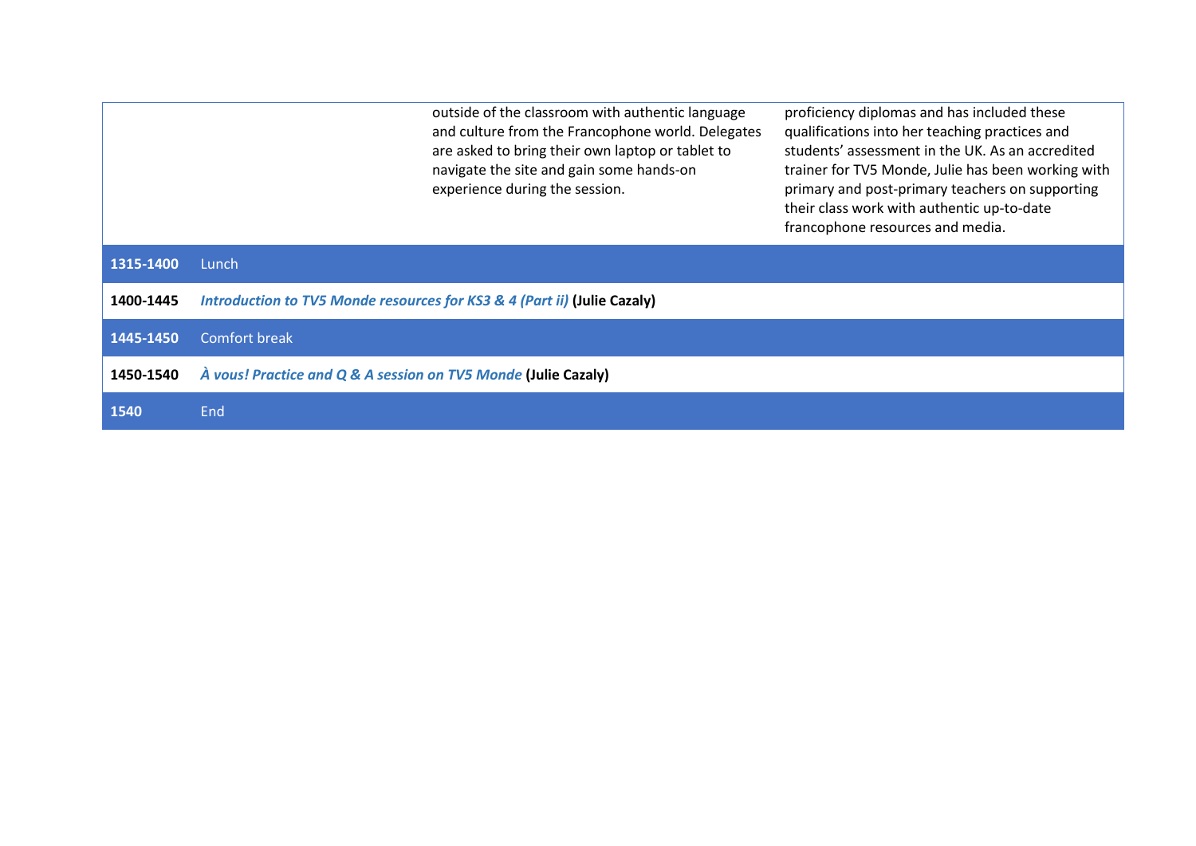| | | | |
|---|---|---|---|
| | | outside of the classroom with authentic language and culture from the Francophone world. Delegates are asked to bring their own laptop or tablet to navigate the site and gain some hands-on experience during the session. | proficiency diplomas and has included these qualifications into her teaching practices and students' assessment in the UK. As an accredited trainer for TV5 Monde, Julie has been working with primary and post-primary teachers on supporting their class work with authentic up-to-date francophone resources and media. |
| **1315-1400** | Lunch | | |
| **1400-1445** | ***Introduction to TV5 Monde resources for KS3 & 4 (Part ii)*** **(Julie Cazaly)** | | |
| **1445-1450** | Comfort break | | |
| **1450-1540** | ***À vous! Practice and Q & A session on TV5 Monde*** **(Julie Cazaly)** | | |
| **1540** | End | | |